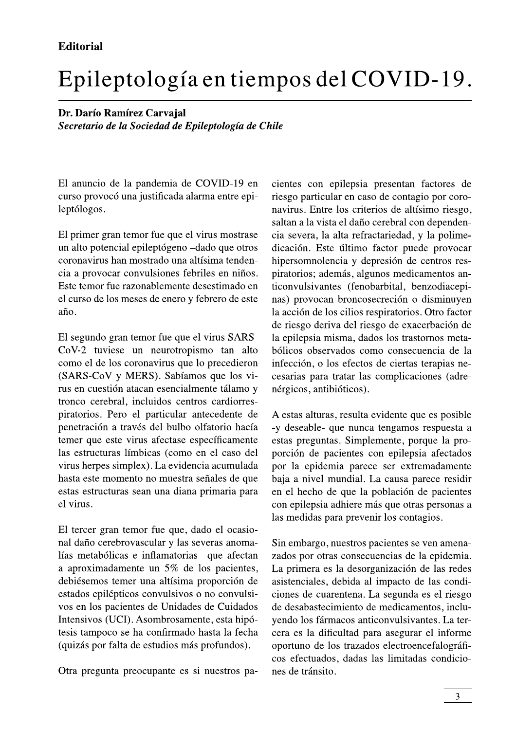**Editorial**

# Epileptología en tiempos del COVID-19.

**Dr. Darío Ramírez Carvajal**
***Secretario de la Sociedad de Epileptología de Chile***

El anuncio de la pandemia de COVID-19 en curso provocó una justificada alarma entre epileptólogos.

El primer gran temor fue que el virus mostrase un alto potencial epileptógeno –dado que otros coronavirus han mostrado una altísima tendencia a provocar convulsiones febriles en niños. Este temor fue razonablemente desestimado en el curso de los meses de enero y febrero de este año.

El segundo gran temor fue que el virus SARS-CoV-2 tuviese un neurotropismo tan alto como el de los coronavirus que lo precedieron (SARS-CoV y MERS). Sabíamos que los virus en cuestión atacan esencialmente tálamo y tronco cerebral, incluidos centros cardiorrespiratorios. Pero el particular antecedente de penetración a través del bulbo olfatorio hacía temer que este virus afectase específicamente las estructuras límbicas (como en el caso del virus herpes simplex). La evidencia acumulada hasta este momento no muestra señales de que estas estructuras sean una diana primaria para el virus.

El tercer gran temor fue que, dado el ocasional daño cerebrovascular y las severas anomalías metabólicas e inflamatorias –que afectan a aproximadamente un 5% de los pacientes, debiésemos temer una altísima proporción de estados epilépticos convulsivos o no convulsivos en los pacientes de Unidades de Cuidados Intensivos (UCI). Asombrosamente, esta hipótesis tampoco se ha confirmado hasta la fecha (quizás por falta de estudios más profundos).

Otra pregunta preocupante es si nuestros pacientes con epilepsia presentan factores de riesgo particular en caso de contagio por coronavirus. Entre los criterios de altísimo riesgo, saltan a la vista el daño cerebral con dependencia severa, la alta refractariedad, y la polimedicación. Este último factor puede provocar hipersomnolencia y depresión de centros respiratorios; además, algunos medicamentos anticonvulsivantes (fenobarbital, benzodiacepinas) provocan broncosecreción o disminuyen la acción de los cilios respiratorios. Otro factor de riesgo deriva del riesgo de exacerbación de la epilepsia misma, dados los trastornos metabólicos observados como consecuencia de la infección, o los efectos de ciertas terapias necesarias para tratar las complicaciones (adrenérgicos, antibióticos).

A estas alturas, resulta evidente que es posible -y deseable- que nunca tengamos respuesta a estas preguntas. Simplemente, porque la proporción de pacientes con epilepsia afectados por la epidemia parece ser extremadamente baja a nivel mundial. La causa parece residir en el hecho de que la población de pacientes con epilepsia adhiere más que otras personas a las medidas para prevenir los contagios.

Sin embargo, nuestros pacientes se ven amenazados por otras consecuencias de la epidemia. La primera es la desorganización de las redes asistenciales, debida al impacto de las condiciones de cuarentena. La segunda es el riesgo de desabastecimiento de medicamentos, incluyendo los fármacos anticonvulsivantes. La tercera es la dificultad para asegurar el informe oportuno de los trazados electroencefalográficos efectuados, dadas las limitadas condiciones de tránsito.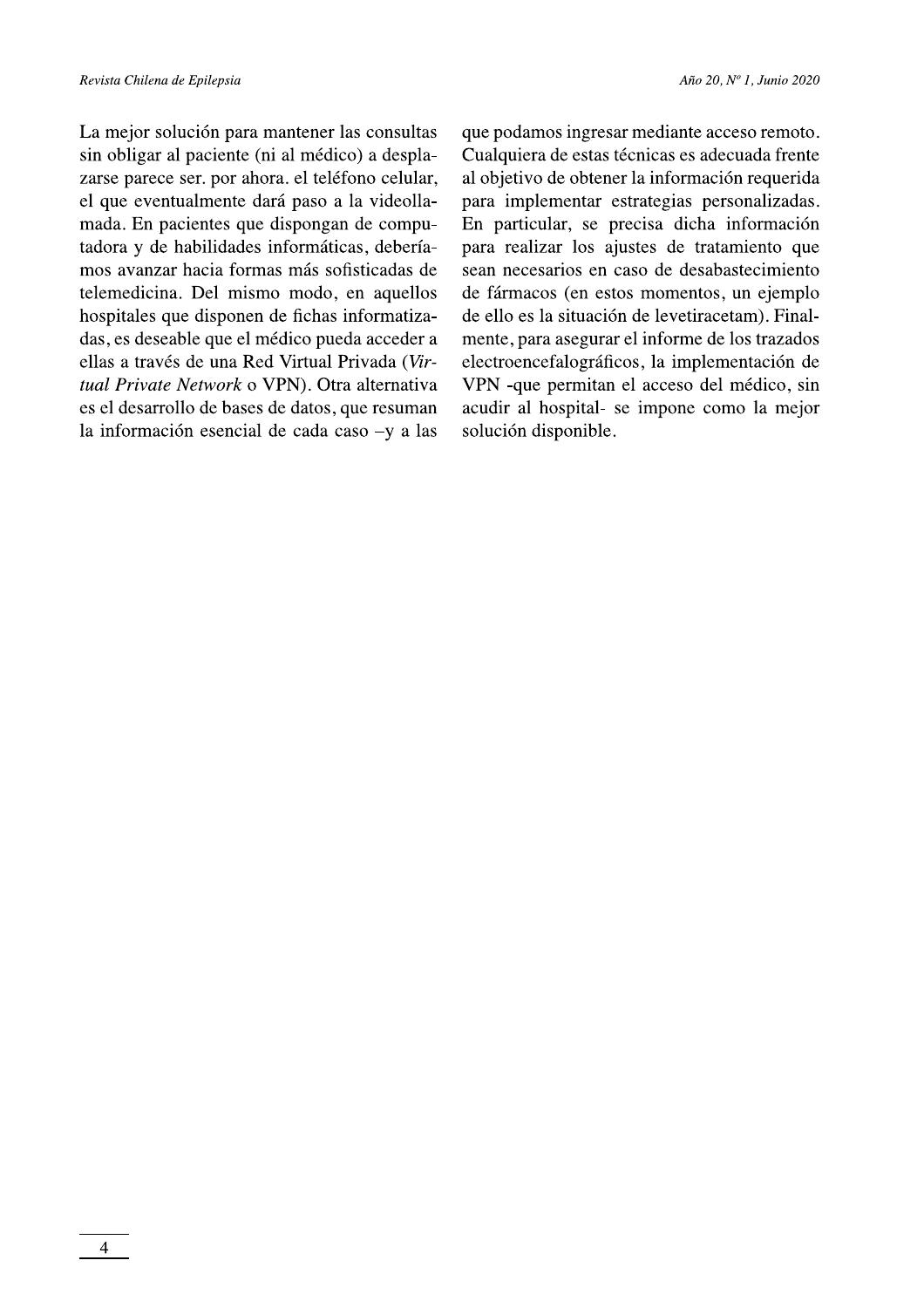La mejor solución para mantener las consultas sin obligar al paciente (ni al médico) a desplazarse parece ser. por ahora. el teléfono celular, el que eventualmente dará paso a la videollamada. En pacientes que dispongan de computadora y de habilidades informáticas, deberíamos avanzar hacia formas más sofisticadas de telemedicina. Del mismo modo, en aquellos hospitales que disponen de fichas informatizadas, es deseable que el médico pueda acceder a ellas a través de una Red Virtual Privada (*Virtual Private Network* o VPN). Otra alternativa es el desarrollo de bases de datos, que resuman la información esencial de cada caso –y a las que podamos ingresar mediante acceso remoto. Cualquiera de estas técnicas es adecuada frente al objetivo de obtener la información requerida para implementar estrategias personalizadas. En particular, se precisa dicha información para realizar los ajustes de tratamiento que sean necesarios en caso de desabastecimiento de fármacos (en estos momentos, un ejemplo de ello es la situación de levetiracetam). Finalmente, para asegurar el informe de los trazados electroencefalográficos, la implementación de VPN -que permitan el acceso del médico, sin acudir al hospital- se impone como la mejor solución disponible.